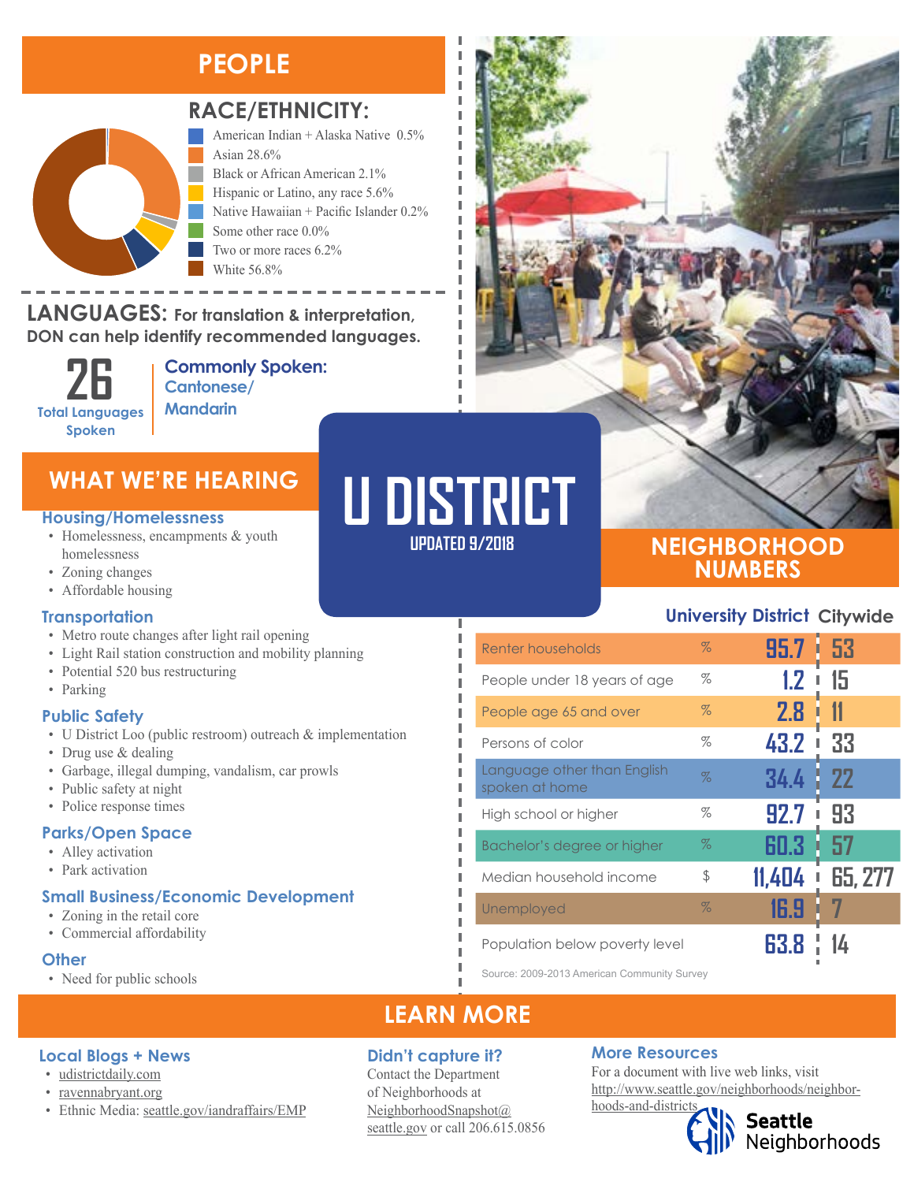# U DISTRICT

UPDATED 9/2018

## PEOPLE

### RACE/ETHNICITY:

- American Indian + Alaska Native 0.5%
- Asian 28.6%
- Black or African American 2.1%
- Hispanic or Latino, any race 5.6%
- Native Hawaiian + Pacific Islander 0.2%
- Some other race 0.0%
- Two or more races 6.2%
- White 56.8%

### LANGUAGES: For translation & interpretation, DON can help identify recommended languages.

**26** Total Languages Spoken

**Commonly Spoken:** Cantonese/ Mandarin

## WHAT WE'RE HEARING

### Housing/Homelessness

- Homelessness, encampments & youth homelessness
- Zoning changes
- Affordable housing

### Transportation

- Metro route changes after light rail opening
- Light Rail station construction and mobility planning
- Potential 520 bus restructuring
- Parking

### Public Safety

- U District Loo (public restroom) outreach & implementation
- Drug use & dealing
- Garbage, illegal dumping, vandalism, car prowls
- Public safety at night
- Police response times

### Parks/Open Space

- Alley activation
- Park activation

### Small Business/Economic Development

- Zoning in the retail core
- Commercial affordability

### Other

- Need for public schools

## NEIGHBORHOOD NUMBERS

| | | University District | Citywide |
|---|---|---|---|
| Renter households | % | 95.7 | 53 |
| People under 18 years of age | % | 1.2 | 15 |
| People age 65 and over | % | 2.8 | 11 |
| Persons of color | % | 43.2 | 33 |
| Language other than English spoken at home | % | 34.4 | 22 |
| High school or higher | % | 92.7 | 93 |
| Bachelor's degree or higher | % | 60.3 | 57 |
| Median household income | $ | 11,404 | 65, 277 |
| Unemployed | % | 16.9 | 7 |
| Population below poverty level | | 63.8 | 14 |

Source: 2009-2013 American Community Survey

## LEARN MORE

### Local Blogs + News

- udistrictdaily.com
- ravennabryant.org
- Ethnic Media: seattle.gov/iandraffairs/EMP

### Didn't capture it?

Contact the Department of Neighborhoods at NeighborhoodSnapshot@seattle.gov or call 206.615.0856

### More Resources

For a document with live web links, visit http://www.seattle.gov/neighborhoods/neighborhoods-and-districts

Seattle Neighborhoods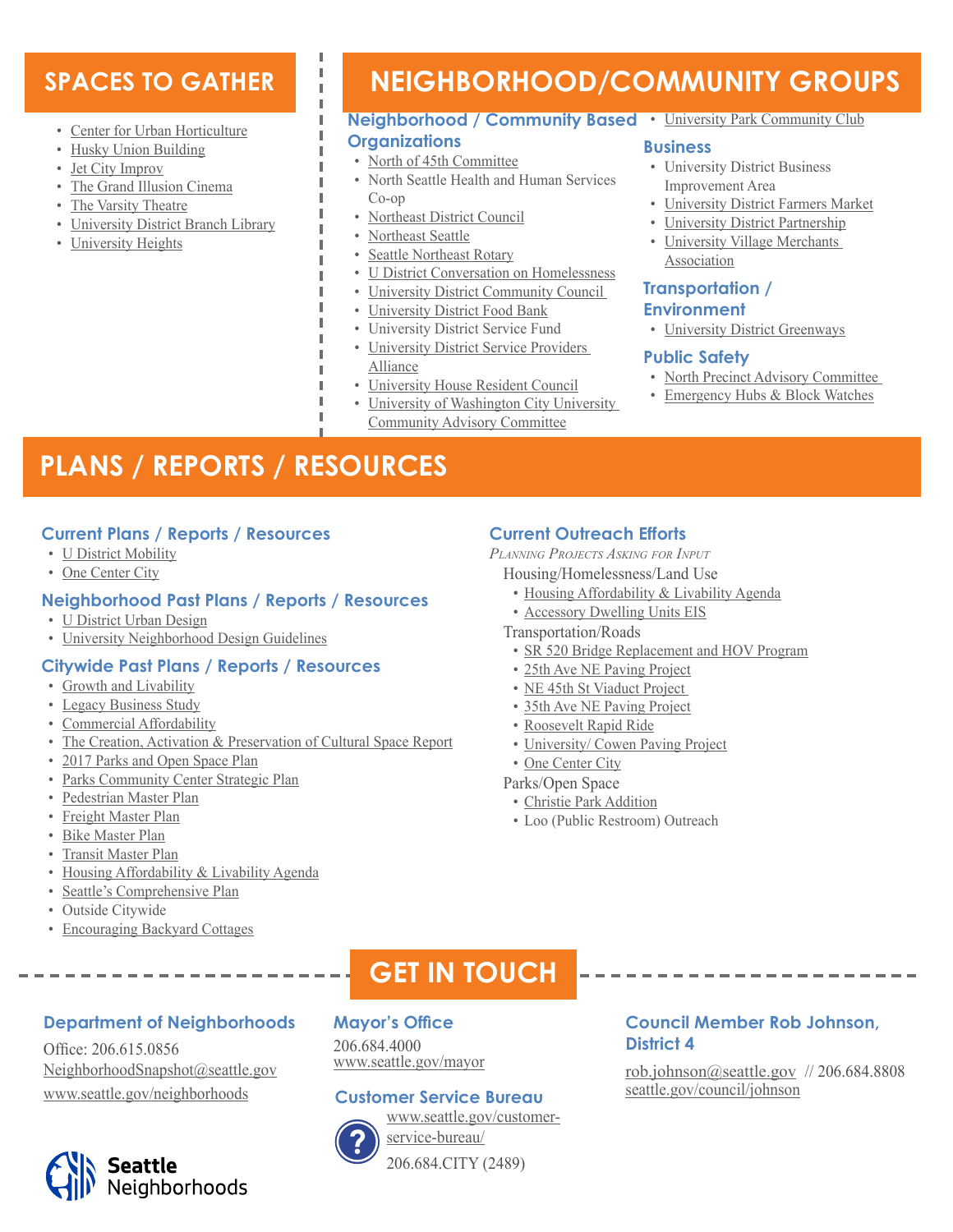## SPACES TO GATHER

- Center for Urban Horticulture
- Husky Union Building
- Jet City Improv
- The Grand Illusion Cinema
- The Varsity Theatre
- University District Branch Library
- University Heights

## NEIGHBORHOOD/COMMUNITY GROUPS

### Neighborhood / Community Based Organizations

- North of 45th Committee
- North Seattle Health and Human Services Co-op
- Northeast District Council
- Northeast Seattle
- Seattle Northeast Rotary
- U District Conversation on Homelessness
- University District Community Council
- University District Food Bank
- University District Service Fund
- University District Service Providers Alliance
- University House Resident Council
- University of Washington City University Community Advisory Committee
- University Park Community Club

### Business

- University District Business Improvement Area
- University District Farmers Market
- University District Partnership
- University Village Merchants Association

### Transportation / Environment

- University District Greenways

### Public Safety

- North Precinct Advisory Committee
- Emergency Hubs & Block Watches

## PLANS / REPORTS / RESOURCES

### Current Plans / Reports / Resources

- U District Mobility
- One Center City

### Neighborhood Past Plans / Reports / Resources

- U District Urban Design
- University Neighborhood Design Guidelines

### Citywide Past Plans / Reports / Resources

- Growth and Livability
- Legacy Business Study
- Commercial Affordability
- The Creation, Activation & Preservation of Cultural Space Report
- 2017 Parks and Open Space Plan
- Parks Community Center Strategic Plan
- Pedestrian Master Plan
- Freight Master Plan
- Bike Master Plan
- Transit Master Plan
- Housing Affordability & Livability Agenda
- Seattle's Comprehensive Plan
- Outside Citywide
- Encouraging Backyard Cottages

### Current Outreach Efforts

*Planning Projects Asking for Input*

Housing/Homelessness/Land Use

- Housing Affordability & Livability Agenda
- Accessory Dwelling Units EIS

Transportation/Roads

- SR 520 Bridge Replacement and HOV Program
- 25th Ave NE Paving Project
- NE 45th St Viaduct Project
- 35th Ave NE Paving Project
- Roosevelt Rapid Ride
- University/ Cowen Paving Project
- One Center City

Parks/Open Space

- Christie Park Addition
- Loo (Public Restroom) Outreach

## GET IN TOUCH

### Department of Neighborhoods

Office: 206.615.0856
NeighborhoodSnapshot@seattle.gov
www.seattle.gov/neighborhoods

### Mayor's Office

206.684.4000
www.seattle.gov/mayor

### Customer Service Bureau

www.seattle.gov/customer-service-bureau/
206.684.CITY (2489)

### Council Member Rob Johnson, District 4

rob.johnson@seattle.gov // 206.684.8808
seattle.gov/council/johnson

Seattle Neighborhoods